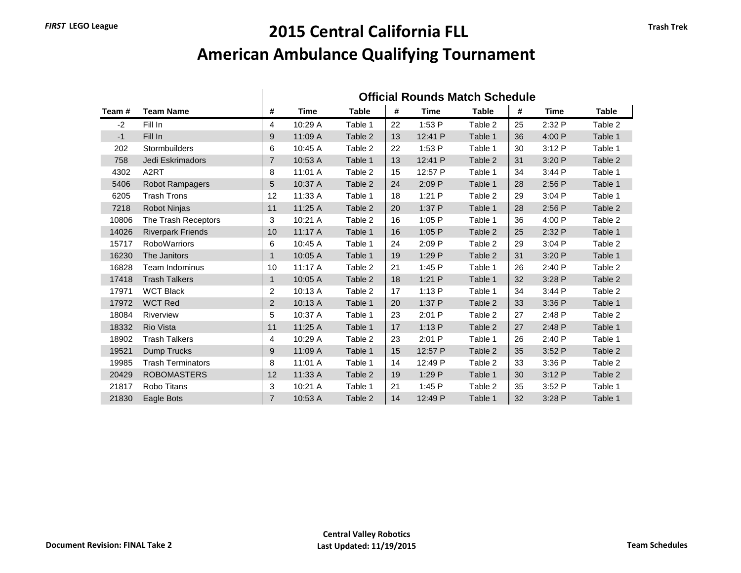# 2015 Central California FLL
# American Ambulance Qualifying Tournament

| | | Official Rounds Match Schedule | | | | | | | | |
|---|---|---|---|---|---|---|---|---|---|---|
| **Team #** | **Team Name** | **#** | **Time** | **Table** | **#** | **Time** | **Table** | **#** | **Time** | **Table** |
| -2 | Fill In | 4 | 10:29 A | Table 1 | 22 | 1:53 P | Table 2 | 25 | 2:32 P | Table 2 |
| -1 | Fill In | 9 | 11:09 A | Table 2 | 13 | 12:41 P | Table 1 | 36 | 4:00 P | Table 1 |
| 202 | Stormbuilders | 6 | 10:45 A | Table 2 | 22 | 1:53 P | Table 1 | 30 | 3:12 P | Table 1 |
| 758 | Jedi Eskrimadors | 7 | 10:53 A | Table 1 | 13 | 12:41 P | Table 2 | 31 | 3:20 P | Table 2 |
| 4302 | A2RT | 8 | 11:01 A | Table 2 | 15 | 12:57 P | Table 1 | 34 | 3:44 P | Table 1 |
| 5406 | Robot Rampagers | 5 | 10:37 A | Table 2 | 24 | 2:09 P | Table 1 | 28 | 2:56 P | Table 1 |
| 6205 | Trash Trons | 12 | 11:33 A | Table 1 | 18 | 1:21 P | Table 2 | 29 | 3:04 P | Table 1 |
| 7218 | Robot Ninjas | 11 | 11:25 A | Table 2 | 20 | 1:37 P | Table 1 | 28 | 2:56 P | Table 2 |
| 10806 | The Trash Receptors | 3 | 10:21 A | Table 2 | 16 | 1:05 P | Table 1 | 36 | 4:00 P | Table 2 |
| 14026 | Riverpark Friends | 10 | 11:17 A | Table 1 | 16 | 1:05 P | Table 2 | 25 | 2:32 P | Table 1 |
| 15717 | RoboWarriors | 6 | 10:45 A | Table 1 | 24 | 2:09 P | Table 2 | 29 | 3:04 P | Table 2 |
| 16230 | The Janitors | 1 | 10:05 A | Table 1 | 19 | 1:29 P | Table 2 | 31 | 3:20 P | Table 1 |
| 16828 | Team Indominus | 10 | 11:17 A | Table 2 | 21 | 1:45 P | Table 1 | 26 | 2:40 P | Table 2 |
| 17418 | Trash Talkers | 1 | 10:05 A | Table 2 | 18 | 1:21 P | Table 1 | 32 | 3:28 P | Table 2 |
| 17971 | WCT Black | 2 | 10:13 A | Table 2 | 17 | 1:13 P | Table 1 | 34 | 3:44 P | Table 2 |
| 17972 | WCT Red | 2 | 10:13 A | Table 1 | 20 | 1:37 P | Table 2 | 33 | 3:36 P | Table 1 |
| 18084 | Riverview | 5 | 10:37 A | Table 1 | 23 | 2:01 P | Table 2 | 27 | 2:48 P | Table 2 |
| 18332 | Rio Vista | 11 | 11:25 A | Table 1 | 17 | 1:13 P | Table 2 | 27 | 2:48 P | Table 1 |
| 18902 | Trash Talkers | 4 | 10:29 A | Table 2 | 23 | 2:01 P | Table 1 | 26 | 2:40 P | Table 1 |
| 19521 | Dump Trucks | 9 | 11:09 A | Table 1 | 15 | 12:57 P | Table 2 | 35 | 3:52 P | Table 2 |
| 19985 | Trash Terminators | 8 | 11:01 A | Table 1 | 14 | 12:49 P | Table 2 | 33 | 3:36 P | Table 2 |
| 20429 | ROBOMASTERS | 12 | 11:33 A | Table 2 | 19 | 1:29 P | Table 1 | 30 | 3:12 P | Table 2 |
| 21817 | Robo Titans | 3 | 10:21 A | Table 1 | 21 | 1:45 P | Table 2 | 35 | 3:52 P | Table 1 |
| 21830 | Eagle Bots | 7 | 10:53 A | Table 2 | 14 | 12:49 P | Table 1 | 32 | 3:28 P | Table 1 |

**Document Revision: FINAL Take 2**

**Central Valley Robotics**
**Last Updated: 11/19/2015**

**Team Schedules**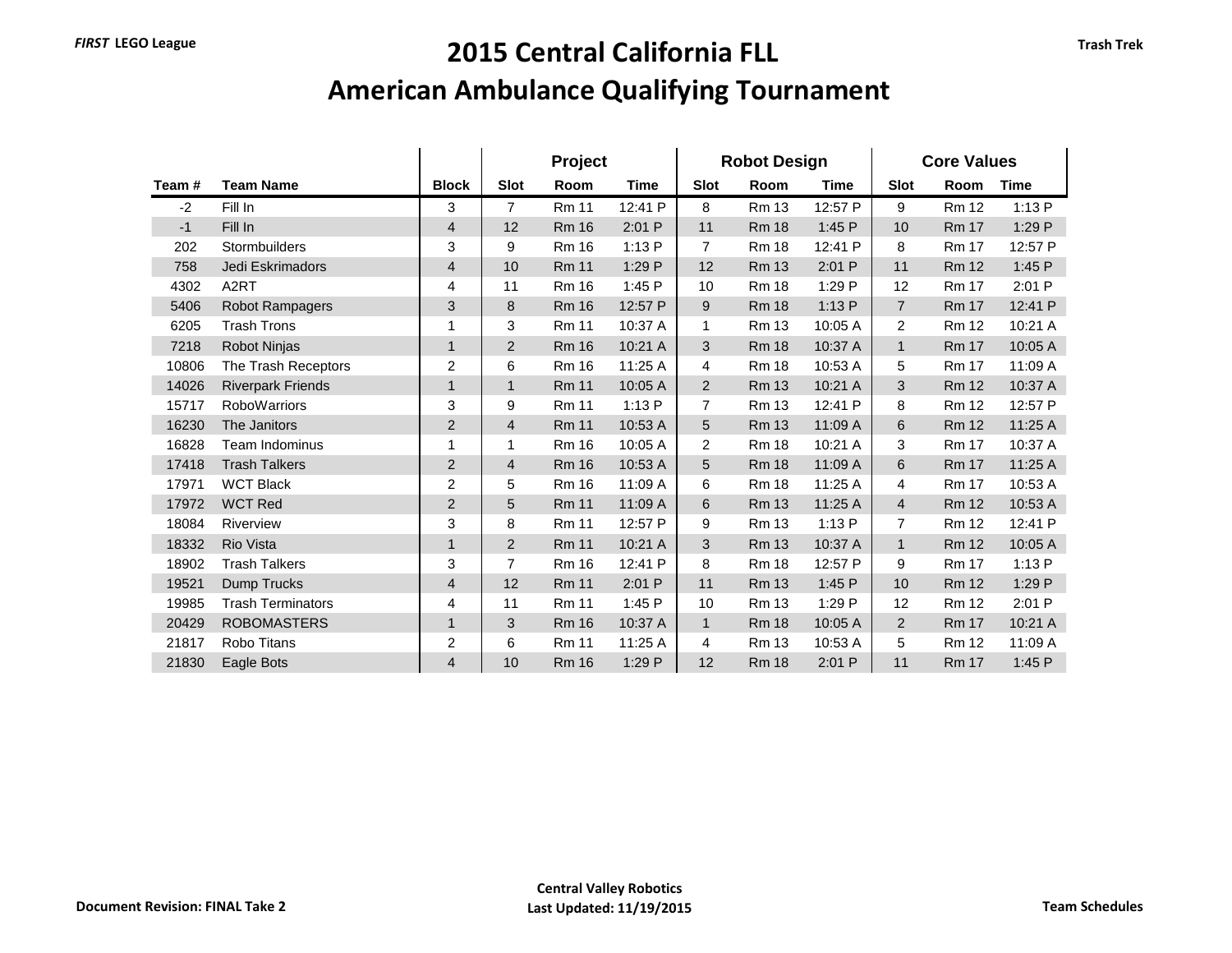# 2015 Central California FLL
# American Ambulance Qualifying Tournament

| | | | Project | | | Robot Design | | | Core Values | | |
|---|---|---|---|---|---|---|---|---|---|---|---|
| **Team #** | **Team Name** | **Block** | **Slot** | **Room** | **Time** | **Slot** | **Room** | **Time** | **Slot** | **Room** | **Time** |
| -2 | Fill In | 3 | 7 | Rm 11 | 12:41 P | 8 | Rm 13 | 12:57 P | 9 | Rm 12 | 1:13 P |
| -1 | Fill In | 4 | 12 | Rm 16 | 2:01 P | 11 | Rm 18 | 1:45 P | 10 | Rm 17 | 1:29 P |
| 202 | Stormbuilders | 3 | 9 | Rm 16 | 1:13 P | 7 | Rm 18 | 12:41 P | 8 | Rm 17 | 12:57 P |
| 758 | Jedi Eskrimadors | 4 | 10 | Rm 11 | 1:29 P | 12 | Rm 13 | 2:01 P | 11 | Rm 12 | 1:45 P |
| 4302 | A2RT | 4 | 11 | Rm 16 | 1:45 P | 10 | Rm 18 | 1:29 P | 12 | Rm 17 | 2:01 P |
| 5406 | Robot Rampagers | 3 | 8 | Rm 16 | 12:57 P | 9 | Rm 18 | 1:13 P | 7 | Rm 17 | 12:41 P |
| 6205 | Trash Trons | 1 | 3 | Rm 11 | 10:37 A | 1 | Rm 13 | 10:05 A | 2 | Rm 12 | 10:21 A |
| 7218 | Robot Ninjas | 1 | 2 | Rm 16 | 10:21 A | 3 | Rm 18 | 10:37 A | 1 | Rm 17 | 10:05 A |
| 10806 | The Trash Receptors | 2 | 6 | Rm 16 | 11:25 A | 4 | Rm 18 | 10:53 A | 5 | Rm 17 | 11:09 A |
| 14026 | Riverpark Friends | 1 | 1 | Rm 11 | 10:05 A | 2 | Rm 13 | 10:21 A | 3 | Rm 12 | 10:37 A |
| 15717 | RoboWarriors | 3 | 9 | Rm 11 | 1:13 P | 7 | Rm 13 | 12:41 P | 8 | Rm 12 | 12:57 P |
| 16230 | The Janitors | 2 | 4 | Rm 11 | 10:53 A | 5 | Rm 13 | 11:09 A | 6 | Rm 12 | 11:25 A |
| 16828 | Team Indominus | 1 | 1 | Rm 16 | 10:05 A | 2 | Rm 18 | 10:21 A | 3 | Rm 17 | 10:37 A |
| 17418 | Trash Talkers | 2 | 4 | Rm 16 | 10:53 A | 5 | Rm 18 | 11:09 A | 6 | Rm 17 | 11:25 A |
| 17971 | WCT Black | 2 | 5 | Rm 16 | 11:09 A | 6 | Rm 18 | 11:25 A | 4 | Rm 17 | 10:53 A |
| 17972 | WCT Red | 2 | 5 | Rm 11 | 11:09 A | 6 | Rm 13 | 11:25 A | 4 | Rm 12 | 10:53 A |
| 18084 | Riverview | 3 | 8 | Rm 11 | 12:57 P | 9 | Rm 13 | 1:13 P | 7 | Rm 12 | 12:41 P |
| 18332 | Rio Vista | 1 | 2 | Rm 11 | 10:21 A | 3 | Rm 13 | 10:37 A | 1 | Rm 12 | 10:05 A |
| 18902 | Trash Talkers | 3 | 7 | Rm 16 | 12:41 P | 8 | Rm 18 | 12:57 P | 9 | Rm 17 | 1:13 P |
| 19521 | Dump Trucks | 4 | 12 | Rm 11 | 2:01 P | 11 | Rm 13 | 1:45 P | 10 | Rm 12 | 1:29 P |
| 19985 | Trash Terminators | 4 | 11 | Rm 11 | 1:45 P | 10 | Rm 13 | 1:29 P | 12 | Rm 12 | 2:01 P |
| 20429 | ROBOMASTERS | 1 | 3 | Rm 16 | 10:37 A | 1 | Rm 18 | 10:05 A | 2 | Rm 17 | 10:21 A |
| 21817 | Robo Titans | 2 | 6 | Rm 11 | 11:25 A | 4 | Rm 13 | 10:53 A | 5 | Rm 12 | 11:09 A |
| 21830 | Eagle Bots | 4 | 10 | Rm 16 | 1:29 P | 12 | Rm 18 | 2:01 P | 11 | Rm 17 | 1:45 P |

**Document Revision: FINAL Take 2**

**Central Valley Robotics**
**Last Updated: 11/19/2015**

**Team Schedules**